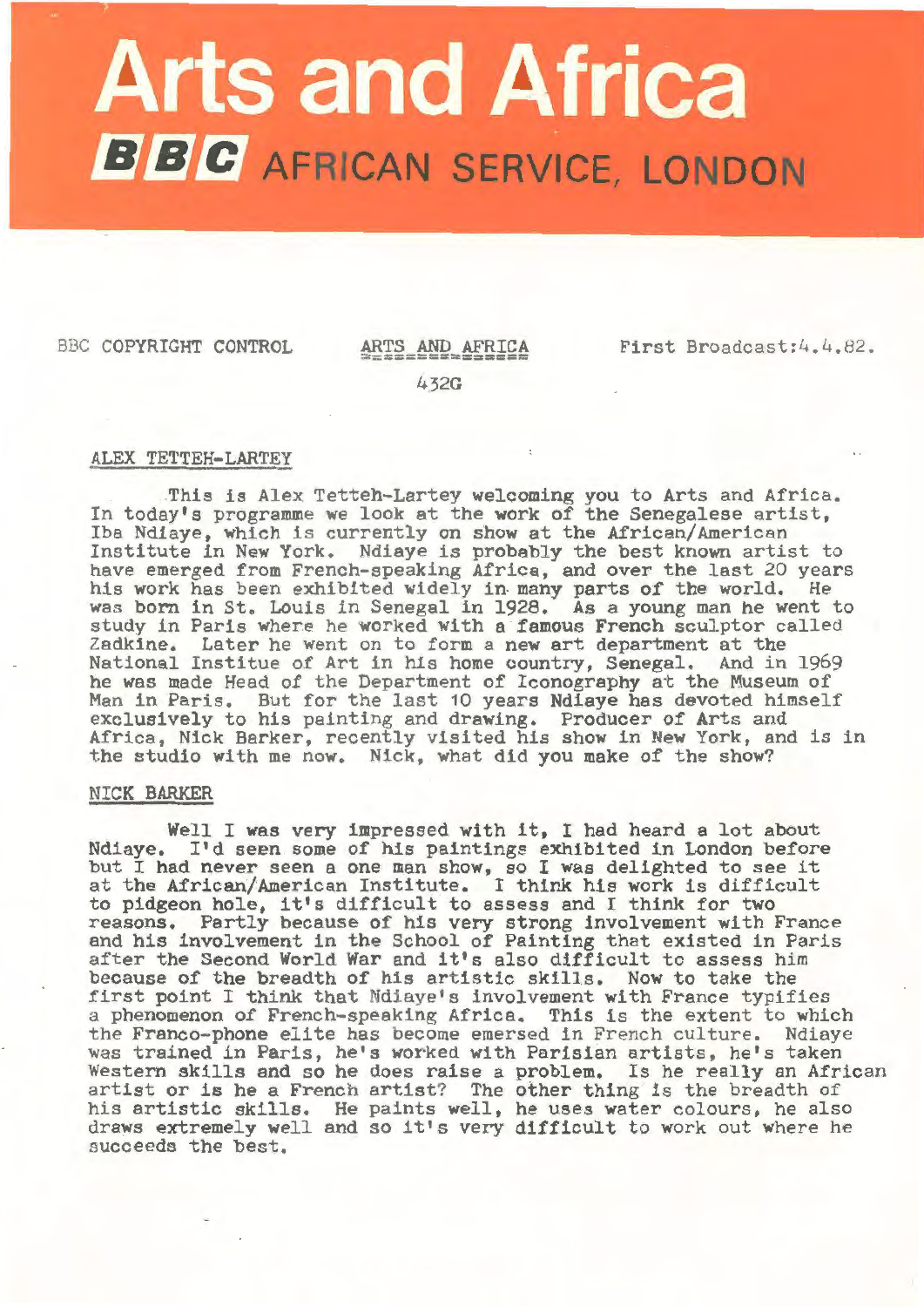# Arts and Africa

## BBC AFRICAN SERVICE, LONDON

BBC COPYRIGHT CONTROL

ARTS AND AFRICA

First Broadcast: 4.4.82.

432G

ALEX TETTEH-LARTEY

This is Alex Tetteh-Lartey welcoming you to Arts and Africa. In today's programme we look at the work of the Senegalese artist, Iba Ndiaye, which is currently on show at the African/American Institute in New York. Ndiaye is probably the best known artist to have emerged from French-speaking Africa, and over the last 20 years his work has been exhibited widely in many parts of the world. He was born in St. Louis in Senegal in 1928. As a young man he went to study in Paris where he worked with a famous French sculptor called Zadkine. Later he went on to form a new art department at the National Institue of Art in his home country, Senegal. And in 1969 he was made Head of the Department of Iconography at the Museum of Man in Paris. But for the last 10 years Ndiaye has devoted himself exclusively to his painting and drawing. Producer of Arts and Africa, Nick Barker, recently visited his show in New York, and is in the studio with me now. Nick, what did you make of the show?

NICK BARKER

Well I was very impressed with it, I had heard a lot about Ndiaye. I'd seen some of his paintings exhibited in London before but I had never seen a one man show, so I was delighted to see it at the African/American Institute. I think his work is difficult to pidgeon hole, it's difficult to assess and I think for two reasons. Partly because of his very strong involvement with France and his involvement in the School of Painting that existed in Paris after the Second World War and it's also difficult to assess him because of the breadth of his artistic skills. Now to take the first point I think that Ndiaye's involvement with France typifies a phenomenon of French-speaking Africa. This is the extent to which the Franco-phone elite has become emersed in French culture. Ndiaye was trained in Paris, he's worked with Parisian artists, he's taken Western skills and so he does raise a problem. Is he really an African artist or is he a French artist? The other thing is the breadth of his artistic skills. He paints well, he uses water colours, he also draws extremely well and so it's very difficult to work out where he succeeds the best.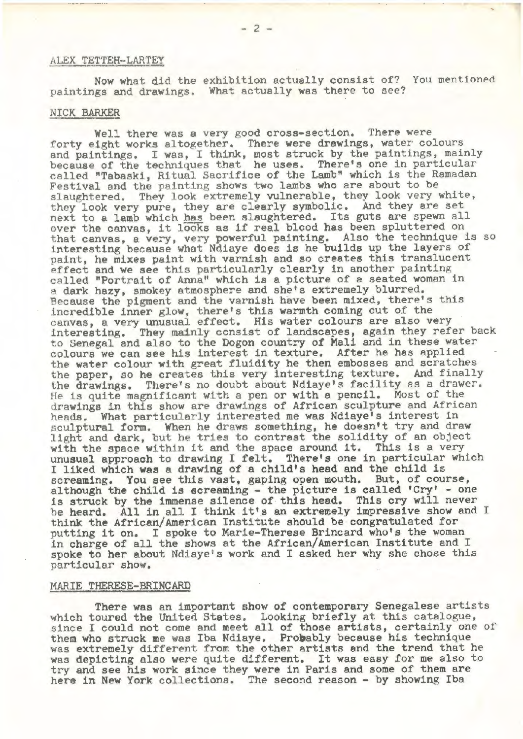ALEX TETTEH-LARTEY

Now what did the exhibition actually consist of? You mentioned paintings and drawings. What actually was there to see?

NICK BARKER

Well there was a very good cross-section. There were forty eight works altogether. There were drawings, water colours and paintings. I was, I think, most struck by the paintings, mainly because of the techniques that he uses. There's one in particular called "Tabaski, Ritual Sacrifice of the Lamb" which is the Ramadan Festival and the painting shows two lambs who are about to be slaughtered. They look extremely vulnerable, they look very white, they look very pure, they are clearly symbolic. And they are set next to a lamb which has been slaughtered. Its guts are spewn all over the canvas, it looks as if real blood has been spluttered on that canvas, a very, very powerful painting. Also the technique is so interesting because what Ndiaye does is he builds up the layers of paint, he mixes paint with varnish and so creates this translucent effect and we see this particularly clearly in another painting called "Portrait of Anna" which is a picture of a seated woman in a dark hazy, smokey atmosphere and she's extremely blurred. Because the pigment and the varnish have been mixed, there's this incredible inner glow, there's this warmth coming out of the canvas, a very unusual effect. His water colours are also very interesting. They mainly consist of landscapes, again they refer back to Senegal and also to the Dogon country of Mali and in these water colours we can see his interest in texture. After he has applied the water colour with great fluidity he then embosses and scratches the paper, so he creates this very interesting texture. And finally the drawings. There's no doubt about Ndiaye's facility as a drawer. He is quite magnificant with a pen or with a pencil. Most of the drawings in this show are drawings of African sculpture and African heads. What particularly interested me was Ndiaye's interest in sculptural form. When he draws something, he doesn't try and draw light and dark, but he tries to contrast the solidity of an object with the space within it and the space around it. This is a very unusual approach to drawing I felt. There's one in particular which I liked which was a drawing of a child's head and the child is screaming. You see this vast, gaping open mouth. But, of course, although the child is screaming - the picture is called 'Cry' - one is struck by the immense silence of this head. This cry will never be heard. All in all I think it's an extremely impressive show and I think the African/American Institute should be congratulated for putting it on. I spoke to Marie-Therese Brincard who's the woman in charge of all the shows at the African/American Institute and I spoke to her about Ndiaye's work and I asked her why she chose this particular show.

MARIE THERESE-BRINCARD

There was an important show of contemporary Senegalese artists which toured the United States. Looking briefly at this catalogue, since I could not come and meet all of those artists, certainly one of them who struck me was Iba Ndiaye. Probably because his technique was extremely different from the other artists and the trend that he was depicting also were quite different. It was easy for me also to try and see his work since they were in Paris and some of them are here in New York collections. The second reason - by showing Iba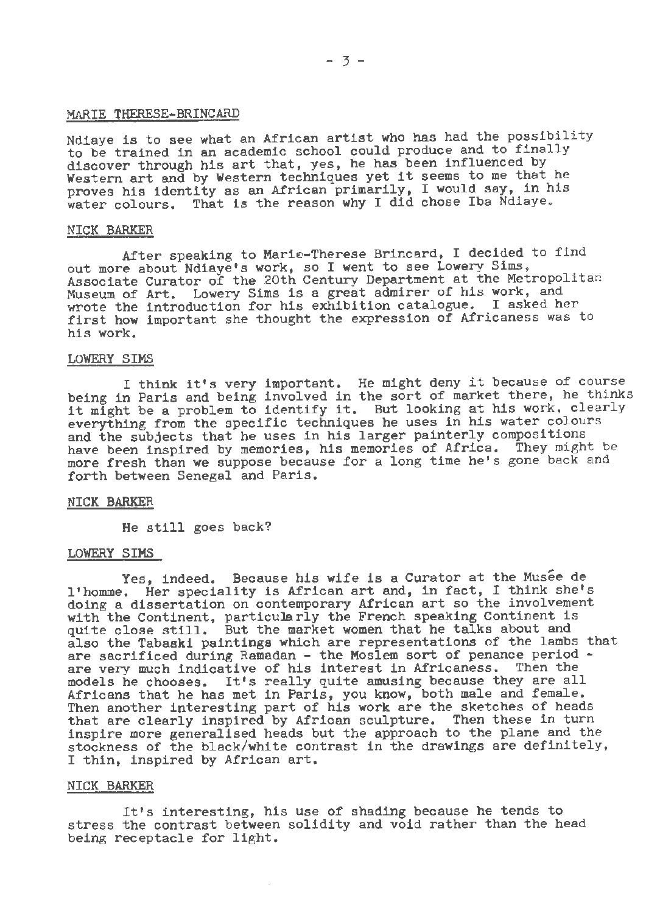MARIE THERESE-BRINCARD

Ndiaye is to see what an African artist who has had the possibility to be trained in an academic school could produce and to finally discover through his art that, yes, he has been influenced by Western art and by Western techniques yet it seems to me that he proves his identity as an African primarily, I would say, in his water colours. That is the reason why I did chose Iba Ndiaye.

NICK BARKER

After speaking to Marie-Therese Brincard, I decided to find out more about Ndiaye's work, so I went to see Lowery Sims, Associate Curator of the 20th Century Department at the Metropolitan Museum of Art. Lowery Sims is a great admirer of his work, and wrote the introduction for his exhibition catalogue. I asked her first how important she thought the expression of Africaness was to his work.

LOWERY SIMS

I think it's very important. He might deny it because of course being in Paris and being involved in the sort of market there, he thinks it might be a problem to identify it. But looking at his work, clearly everything from the specific techniques he uses in his water colours and the subjects that he uses in his larger painterly compositions have been inspired by memories, his memories of Africa. They might be more fresh than we suppose because for a long time he's gone back and forth between Senegal and Paris.

NICK BARKER

He still goes back?

LOWERY SIMS

Yes, indeed. Because his wife is a Curator at the Musée de l'homme. Her speciality is African art and, in fact, I think she's doing a dissertation on contemporary African art so the involvement with the Continent, particularly the French speaking Continent is quite close still. But the market women that he talks about and also the Tabaski paintings which are representations of the lambs that are sacrificed during Ramadan - the Moslem sort of penance period - are very much indicative of his interest in Africaness. Then the models he chooses. It's really quite amusing because they are all Africans that he has met in Paris, you know, both male and female. Then another interesting part of his work are the sketches of heads that are clearly inspired by African sculpture. Then these in turn inspire more generalised heads but the approach to the plane and the stockness of the black/white contrast in the drawings are definitely, I thin, inspired by African art.

NICK BARKER

It's interesting, his use of shading because he tends to stress the contrast between solidity and void rather than the head being receptacle for light.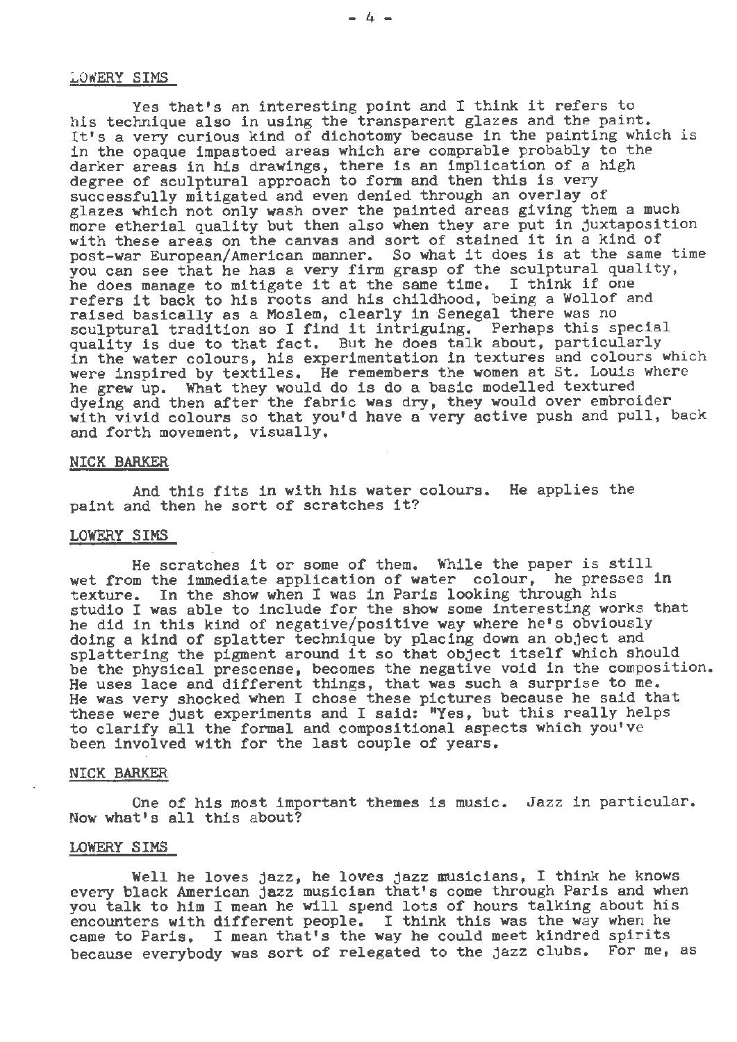LOWERY SIMS

Yes that's an interesting point and I think it refers to his technique also in using the transparent glazes and the paint. It's a very curious kind of dichotomy because in the painting which is in the opaque impastoed areas which are comprable probably to the darker areas in his drawings, there is an implication of a high degree of sculptural approach to form and then this is very successfully mitigated and even denied through an overlay of glazes which not only wash over the painted areas giving them a much more etherial quality but then also when they are put in juxtaposition with these areas on the canvas and sort of stained it in a kind of post-war European/American manner. So what it does is at the same time you can see that he has a very firm grasp of the sculptural quality, he does manage to mitigate it at the same time. I think if one refers it back to his roots and his childhood, being a Wollof and raised basically as a Moslem, clearly in Senegal there was no sculptural tradition so I find it intriguing. Perhaps this special quality is due to that fact. But he does talk about, particularly in the water colours, his experimentation in textures and colours which were inspired by textiles. He remembers the women at St. Louis where he grew up. What they would do is do a basic modelled textured dyeing and then after the fabric was dry, they would over embroider with vivid colours so that you'd have a very active push and pull, back and forth movement, visually.

NICK BARKER

And this fits in with his water colours. He applies the paint and then he sort of scratches it?

LOWERY SIMS

He scratches it or some of them. While the paper is still wet from the immediate application of water colour, he presses in texture. In the show when I was in Paris looking through his studio I was able to include for the show some interesting works that he did in this kind of negative/positive way where he's obviously doing a kind of splatter technique by placing down an object and splattering the pigment around it so that object itself which should be the physical prescense, becomes the negative void in the composition. He uses lace and different things, that was such a surprise to me. He was very shocked when I chose these pictures because he said that these were just experiments and I said: "Yes, but this really helps to clarify all the formal and compositional aspects which you've been involved with for the last couple of years.

NICK BARKER

One of his most important themes is music. Jazz in particular. Now what's all this about?

LOWERY SIMS

Well he loves jazz, he loves jazz musicians, I think he knows every black American jazz musician that's come through Paris and when you talk to him I mean he will spend lots of hours talking about his encounters with different people. I think this was the way when he came to Paris. I mean that's the way he could meet kindred spirits because everybody was sort of relegated to the jazz clubs. For me, as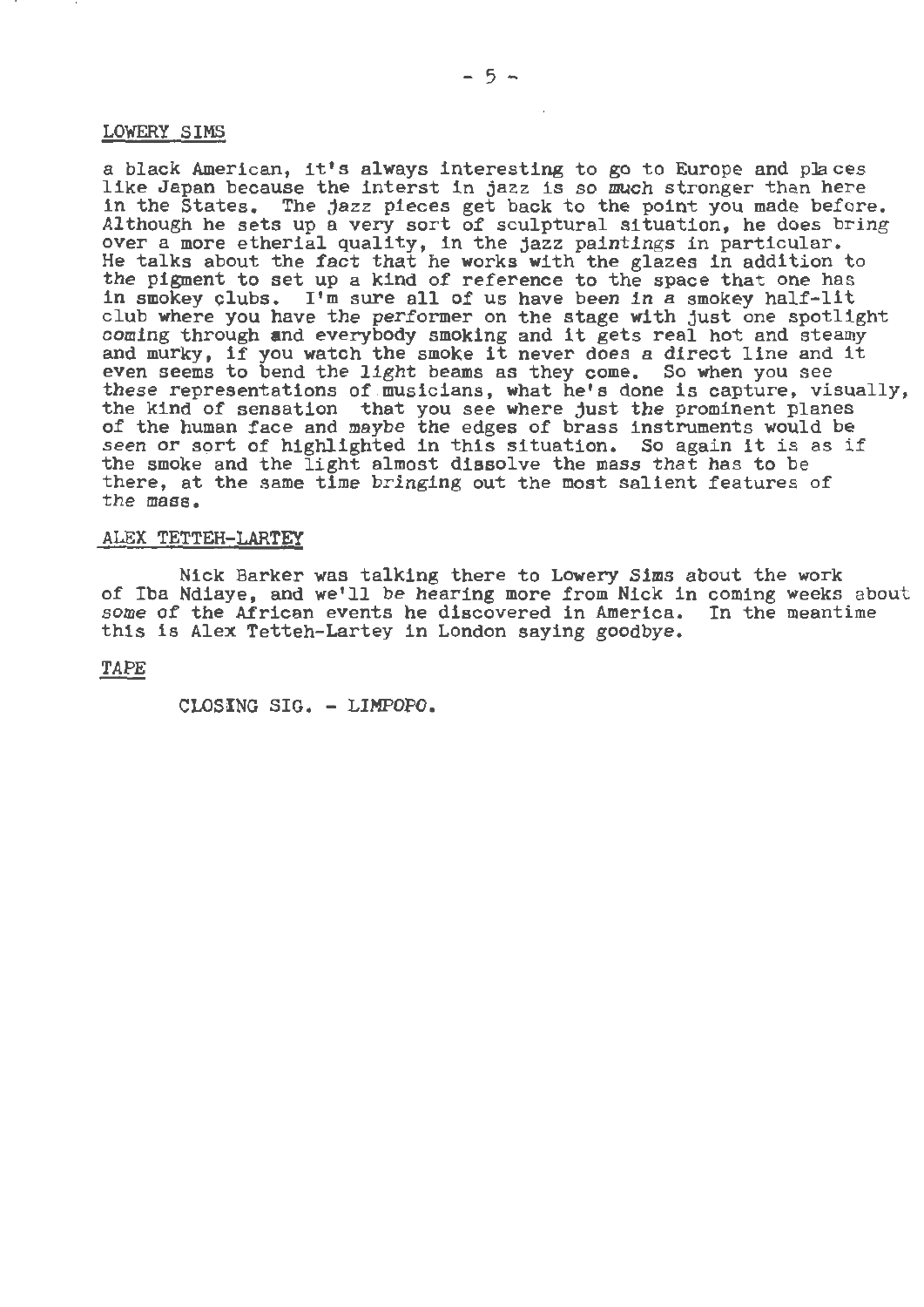LOWERY SIMS

a black American, it's always interesting to go to Europe and places like Japan because the interst in jazz is so much stronger than here in the States. The jazz pieces get back to the point you made before. Although he sets up a very sort of sculptural situation, he does bring over a more etherial quality, in the jazz paintings in particular. He talks about the fact that he works with the glazes in addition to the pigment to set up a kind of reference to the space that one has in smokey clubs. I'm sure all of us have been in a smokey half-lit club where you have the performer on the stage with just one spotlight coming through and everybody smoking and it gets real hot and steamy and murky, if you watch the smoke it never does a direct line and it even seems to bend the light beams as they come. So when you see these representations of musicians, what he's done is capture, visually, the kind of sensation that you see where just the prominent planes of the human face and maybe the edges of brass instruments would be seen or sort of highlighted in this situation. So again it is as if the smoke and the light almost dissolve the mass that has to be there, at the same time bringing out the most salient features of the mass.

ALEX TETTEH-LARTEY

Nick Barker was talking there to Lowery Sims about the work of Iba Ndiaye, and we'll be hearing more from Nick in coming weeks about some of the African events he discovered in America. In the meantime this is Alex Tetteh-Lartey in London saying goodbye.

TAPE

CLOSING SIG. - LIMPOPO.